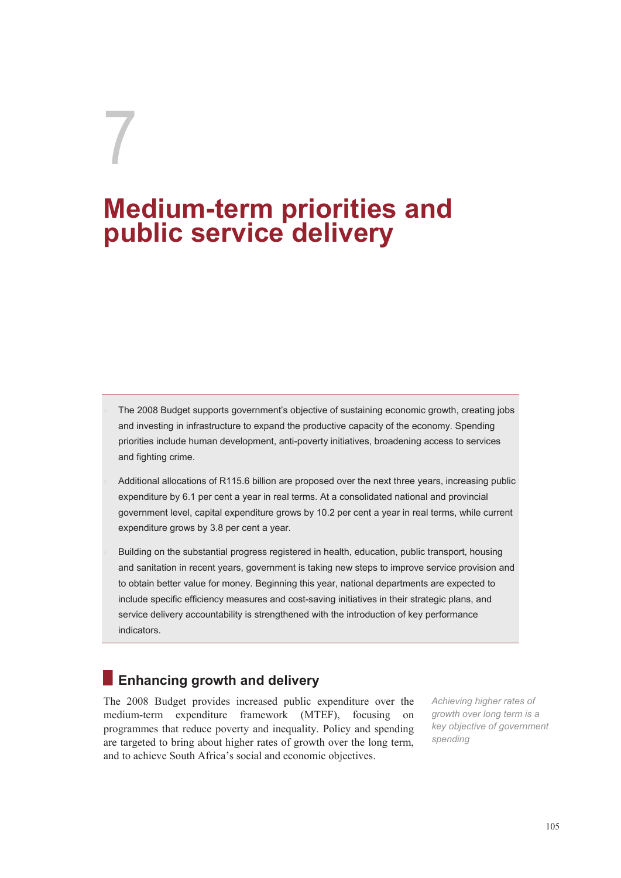# 7

# Medium-term priorities and public service delivery

- The 2008 Budget supports government's objective of sustaining economic growth, creating jobs and investing in infrastructure to expand the productive capacity of the economy. Spending priorities include human development, anti-poverty initiatives, broadening access to services and fighting crime.
- Additional allocations of R115.6 billion are proposed over the next three years, increasing public expenditure by 6.1 per cent a year in real terms. At a consolidated national and provincial government level, capital expenditure grows by 10.2 per cent a year in real terms, while current expenditure grows by 3.8 per cent a year.
- Building on the substantial progress registered in health, education, public transport, housing and sanitation in recent years, government is taking new steps to improve service provision and to obtain better value for money. Beginning this year, national departments are expected to include specific efficiency measures and cost-saving initiatives in their strategic plans, and service delivery accountability is strengthened with the introduction of key performance indicators.

## Enhancing growth and delivery

The 2008 Budget provides increased public expenditure over the medium-term expenditure framework (MTEF), focusing on programmes that reduce poverty and inequality. Policy and spending are targeted to bring about higher rates of growth over the long term, and to achieve South Africa's social and economic objectives.

*Achieving higher rates of growth over long term is a key objective of government spending*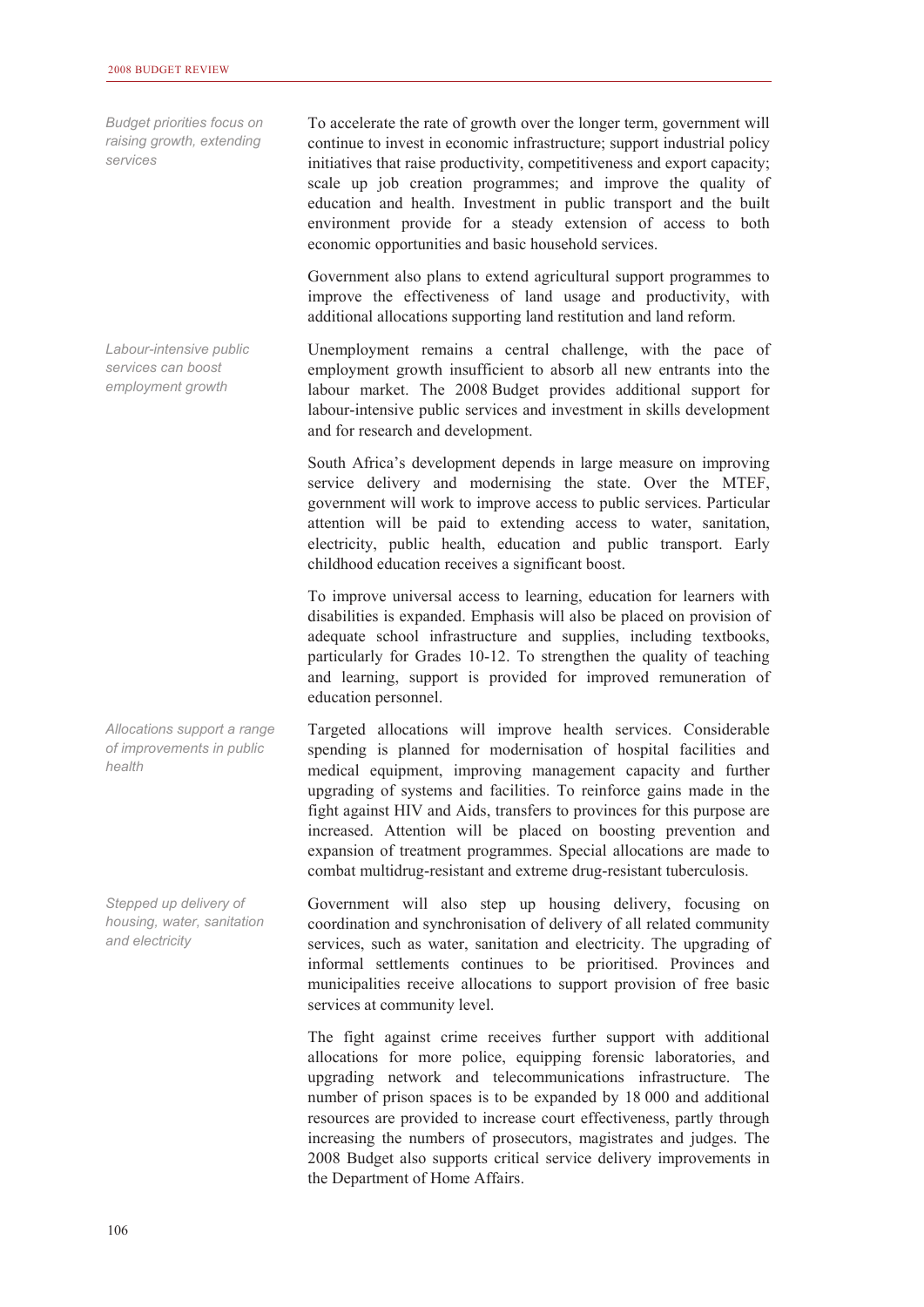*Budget priorities focus on raising growth, extending services*

To accelerate the rate of growth over the longer term, government will continue to invest in economic infrastructure; support industrial policy initiatives that raise productivity, competitiveness and export capacity; scale up job creation programmes; and improve the quality of education and health. Investment in public transport and the built environment provide for a steady extension of access to both economic opportunities and basic household services.

Government also plans to extend agricultural support programmes to improve the effectiveness of land usage and productivity, with additional allocations supporting land restitution and land reform.

*Labour-intensive public services can boost employment growth*

Unemployment remains a central challenge, with the pace of employment growth insufficient to absorb all new entrants into the labour market. The 2008 Budget provides additional support for labour-intensive public services and investment in skills development and for research and development.

South Africa's development depends in large measure on improving service delivery and modernising the state. Over the MTEF, government will work to improve access to public services. Particular attention will be paid to extending access to water, sanitation, electricity, public health, education and public transport. Early childhood education receives a significant boost.

To improve universal access to learning, education for learners with disabilities is expanded. Emphasis will also be placed on provision of adequate school infrastructure and supplies, including textbooks, particularly for Grades 10-12. To strengthen the quality of teaching and learning, support is provided for improved remuneration of education personnel.

*Allocations support a range of improvements in public health*

Targeted allocations will improve health services. Considerable spending is planned for modernisation of hospital facilities and medical equipment, improving management capacity and further upgrading of systems and facilities. To reinforce gains made in the fight against HIV and Aids, transfers to provinces for this purpose are increased. Attention will be placed on boosting prevention and expansion of treatment programmes. Special allocations are made to combat multidrug-resistant and extreme drug-resistant tuberculosis.

*Stepped up delivery of housing, water, sanitation and electricity*

Government will also step up housing delivery, focusing on coordination and synchronisation of delivery of all related community services, such as water, sanitation and electricity. The upgrading of informal settlements continues to be prioritised. Provinces and municipalities receive allocations to support provision of free basic services at community level.

The fight against crime receives further support with additional allocations for more police, equipping forensic laboratories, and upgrading network and telecommunications infrastructure. The number of prison spaces is to be expanded by 18 000 and additional resources are provided to increase court effectiveness, partly through increasing the numbers of prosecutors, magistrates and judges. The 2008 Budget also supports critical service delivery improvements in the Department of Home Affairs.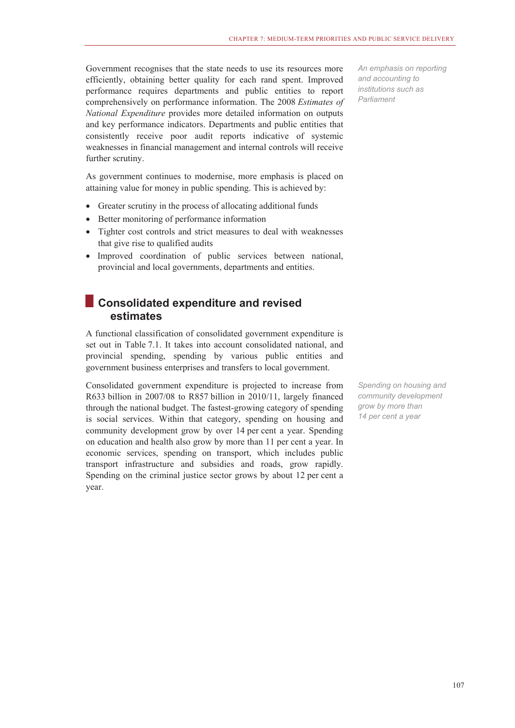Government recognises that the state needs to use its resources more efficiently, obtaining better quality for each rand spent. Improved performance requires departments and public entities to report comprehensively on performance information. The 2008 *Estimates of National Expenditure* provides more detailed information on outputs and key performance indicators. Departments and public entities that consistently receive poor audit reports indicative of systemic weaknesses in financial management and internal controls will receive further scrutiny.

*An emphasis on reporting and accounting to institutions such as Parliament*

As government continues to modernise, more emphasis is placed on attaining value for money in public spending. This is achieved by:

- Greater scrutiny in the process of allocating additional funds
- Better monitoring of performance information
- Tighter cost controls and strict measures to deal with weaknesses that give rise to qualified audits
- Improved coordination of public services between national, provincial and local governments, departments and entities.

## Consolidated expenditure and revised estimates

A functional classification of consolidated government expenditure is set out in Table 7.1. It takes into account consolidated national, and provincial spending, spending by various public entities and government business enterprises and transfers to local government.

Consolidated government expenditure is projected to increase from R633 billion in 2007/08 to R857 billion in 2010/11, largely financed through the national budget. The fastest-growing category of spending is social services. Within that category, spending on housing and community development grow by over 14 per cent a year. Spending on education and health also grow by more than 11 per cent a year. In economic services, spending on transport, which includes public transport infrastructure and subsidies and roads, grow rapidly. Spending on the criminal justice sector grows by about 12 per cent a year.

*Spending on housing and community development grow by more than 14 per cent a year*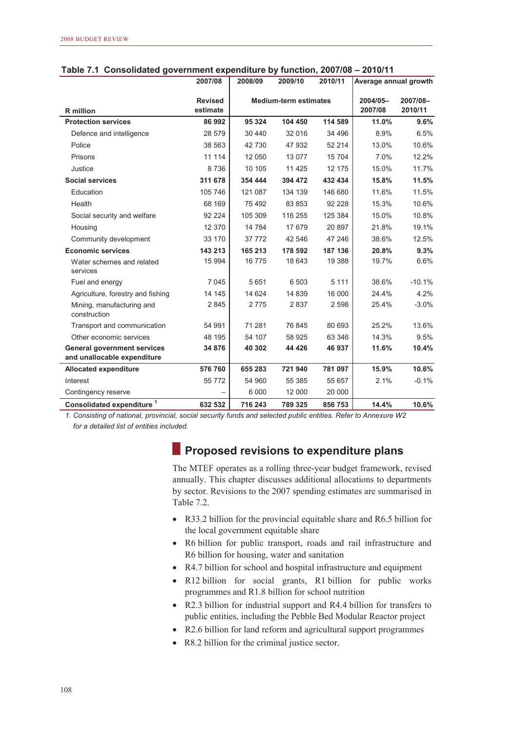**Table 7.1 Consolidated government expenditure by function, 2007/08 – 2010/11**

| | 2007/08 | 2008/09 | 2009/10 | 2010/11 | Average annual growth | |
|---|---|---|---|---|---|---|
| R million | Revised estimate | Medium-term estimates | | | 2004/05–2007/08 | 2007/08–2010/11 |
| **Protection services** | **86 992** | **95 324** | **104 450** | **114 589** | **11.0%** | **9.6%** |
| Defence and intelligence | 28 579 | 30 440 | 32 016 | 34 496 | 8.9% | 6.5% |
| Police | 38 563 | 42 730 | 47 932 | 52 214 | 13.0% | 10.6% |
| Prisons | 11 114 | 12 050 | 13 077 | 15 704 | 7.0% | 12.2% |
| Justice | 8 736 | 10 105 | 11 425 | 12 175 | 15.0% | 11.7% |
| **Social services** | **311 678** | **354 444** | **394 472** | **432 434** | **15.8%** | **11.5%** |
| Education | 105 746 | 121 087 | 134 139 | 146 680 | 11.6% | 11.5% |
| Health | 68 169 | 75 492 | 83 853 | 92 228 | 15.3% | 10.6% |
| Social security and welfare | 92 224 | 105 309 | 116 255 | 125 384 | 15.0% | 10.8% |
| Housing | 12 370 | 14 784 | 17 679 | 20 897 | 21.8% | 19.1% |
| Community development | 33 170 | 37 772 | 42 546 | 47 246 | 38.6% | 12.5% |
| **Economic services** | **143 213** | **165 213** | **178 592** | **187 136** | **20.8%** | **9.3%** |
| Water schemes and related services | 15 994 | 16 775 | 18 643 | 19 388 | 19.7% | 6.6% |
| Fuel and energy | 7 045 | 5 651 | 6 503 | 5 111 | 38.6% | -10.1% |
| Agriculture, forestry and fishing | 14 145 | 14 624 | 14 839 | 16 000 | 24.4% | 4.2% |
| Mining, manufacturing and construction | 2 845 | 2 775 | 2 837 | 2 598 | 25.4% | -3.0% |
| Transport and communication | 54 991 | 71 281 | 76 845 | 80 693 | 25.2% | 13.6% |
| Other economic services | 48 195 | 54 107 | 58 925 | 63 346 | 14.3% | 9.5% |
| **General government services and unallocable expenditure** | **34 876** | **40 302** | **44 426** | **46 937** | **11.6%** | **10.4%** |
| **Allocated expenditure** | **576 760** | **655 283** | **721 940** | **781 097** | **15.9%** | **10.6%** |
| Interest | 55 772 | 54 960 | 55 385 | 55 657 | 2.1% | -0.1% |
| Contingency reserve | – | 6 000 | 12 000 | 20 000 | | |
| **Consolidated expenditure [1]** | **632 532** | **716 243** | **789 325** | **856 753** | **14.4%** | **10.6%** |

*1. Consisting of national, provincial, social security funds and selected public entities. Refer to Annexure W2 for a detailed list of entities included.*

## Proposed revisions to expenditure plans

The MTEF operates as a rolling three-year budget framework, revised annually. This chapter discusses additional allocations to departments by sector. Revisions to the 2007 spending estimates are summarised in Table 7.2.

- R33.2 billion for the provincial equitable share and R6.5 billion for the local government equitable share
- R6 billion for public transport, roads and rail infrastructure and R6 billion for housing, water and sanitation
- R4.7 billion for school and hospital infrastructure and equipment
- R12 billion for social grants, R1 billion for public works programmes and R1.8 billion for school nutrition
- R2.3 billion for industrial support and R4.4 billion for transfers to public entities, including the Pebble Bed Modular Reactor project
- R2.6 billion for land reform and agricultural support programmes
- R8.2 billion for the criminal justice sector.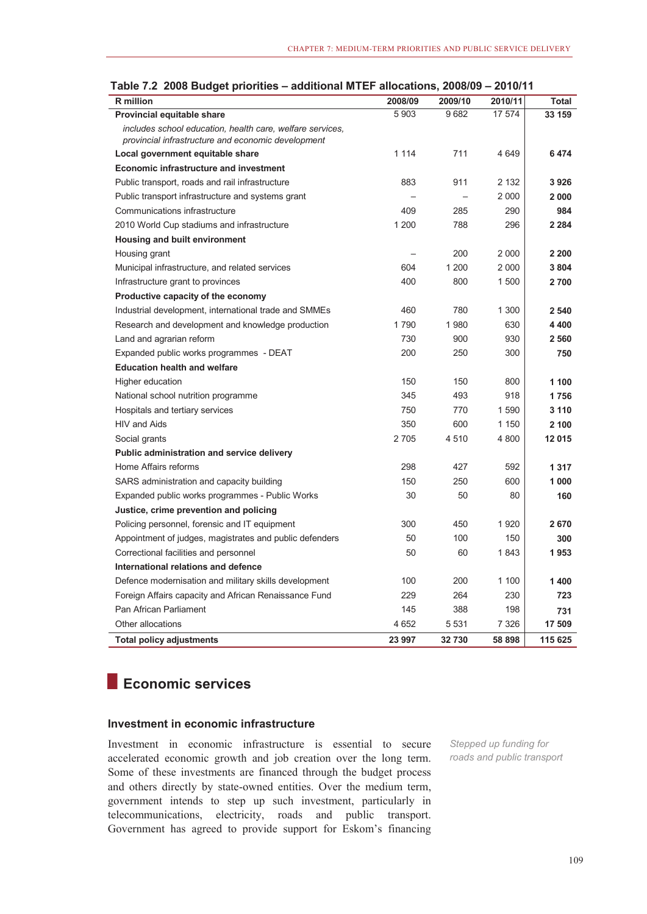**Table 7.2 2008 Budget priorities – additional MTEF allocations, 2008/09 – 2010/11**

| R million | 2008/09 | 2009/10 | 2010/11 | Total |
|---|---|---|---|---|
| **Provincial equitable share** | 5 903 | 9 682 | 17 574 | **33 159** |
| *includes school education, health care, welfare services, provincial infrastructure and economic development* | | | | |
| **Local government equitable share** | 1 114 | 711 | 4 649 | **6 474** |
| **Economic infrastructure and investment** | | | | |
| Public transport, roads and rail infrastructure | 883 | 911 | 2 132 | **3 926** |
| Public transport infrastructure and systems grant | – | – | 2 000 | **2 000** |
| Communications infrastructure | 409 | 285 | 290 | **984** |
| 2010 World Cup stadiums and infrastructure | 1 200 | 788 | 296 | **2 284** |
| **Housing and built environment** | | | | |
| Housing grant | – | 200 | 2 000 | **2 200** |
| Municipal infrastructure, and related services | 604 | 1 200 | 2 000 | **3 804** |
| Infrastructure grant to provinces | 400 | 800 | 1 500 | **2 700** |
| **Productive capacity of the economy** | | | | |
| Industrial development, international trade and SMMEs | 460 | 780 | 1 300 | **2 540** |
| Research and development and knowledge production | 1 790 | 1 980 | 630 | **4 400** |
| Land and agrarian reform | 730 | 900 | 930 | **2 560** |
| Expanded public works programmes - DEAT | 200 | 250 | 300 | **750** |
| **Education health and welfare** | | | | |
| Higher education | 150 | 150 | 800 | **1 100** |
| National school nutrition programme | 345 | 493 | 918 | **1 756** |
| Hospitals and tertiary services | 750 | 770 | 1 590 | **3 110** |
| HIV and Aids | 350 | 600 | 1 150 | **2 100** |
| Social grants | 2 705 | 4 510 | 4 800 | **12 015** |
| **Public administration and service delivery** | | | | |
| Home Affairs reforms | 298 | 427 | 592 | **1 317** |
| SARS administration and capacity building | 150 | 250 | 600 | **1 000** |
| Expanded public works programmes - Public Works | 30 | 50 | 80 | **160** |
| **Justice, crime prevention and policing** | | | | |
| Policing personnel, forensic and IT equipment | 300 | 450 | 1 920 | **2 670** |
| Appointment of judges, magistrates and public defenders | 50 | 100 | 150 | **300** |
| Correctional facilities and personnel | 50 | 60 | 1 843 | **1 953** |
| **International relations and defence** | | | | |
| Defence modernisation and military skills development | 100 | 200 | 1 100 | **1 400** |
| Foreign Affairs capacity and African Renaissance Fund | 229 | 264 | 230 | **723** |
| Pan African Parliament | 145 | 388 | 198 | **731** |
| Other allocations | 4 652 | 5 531 | 7 326 | **17 509** |
| **Total policy adjustments** | **23 997** | **32 730** | **58 898** | **115 625** |

## Economic services

### Investment in economic infrastructure

*Stepped up funding for roads and public transport*

Investment in economic infrastructure is essential to secure accelerated economic growth and job creation over the long term. Some of these investments are financed through the budget process and others directly by state-owned entities. Over the medium term, government intends to step up such investment, particularly in telecommunications, electricity, roads and public transport. Government has agreed to provide support for Eskom's financing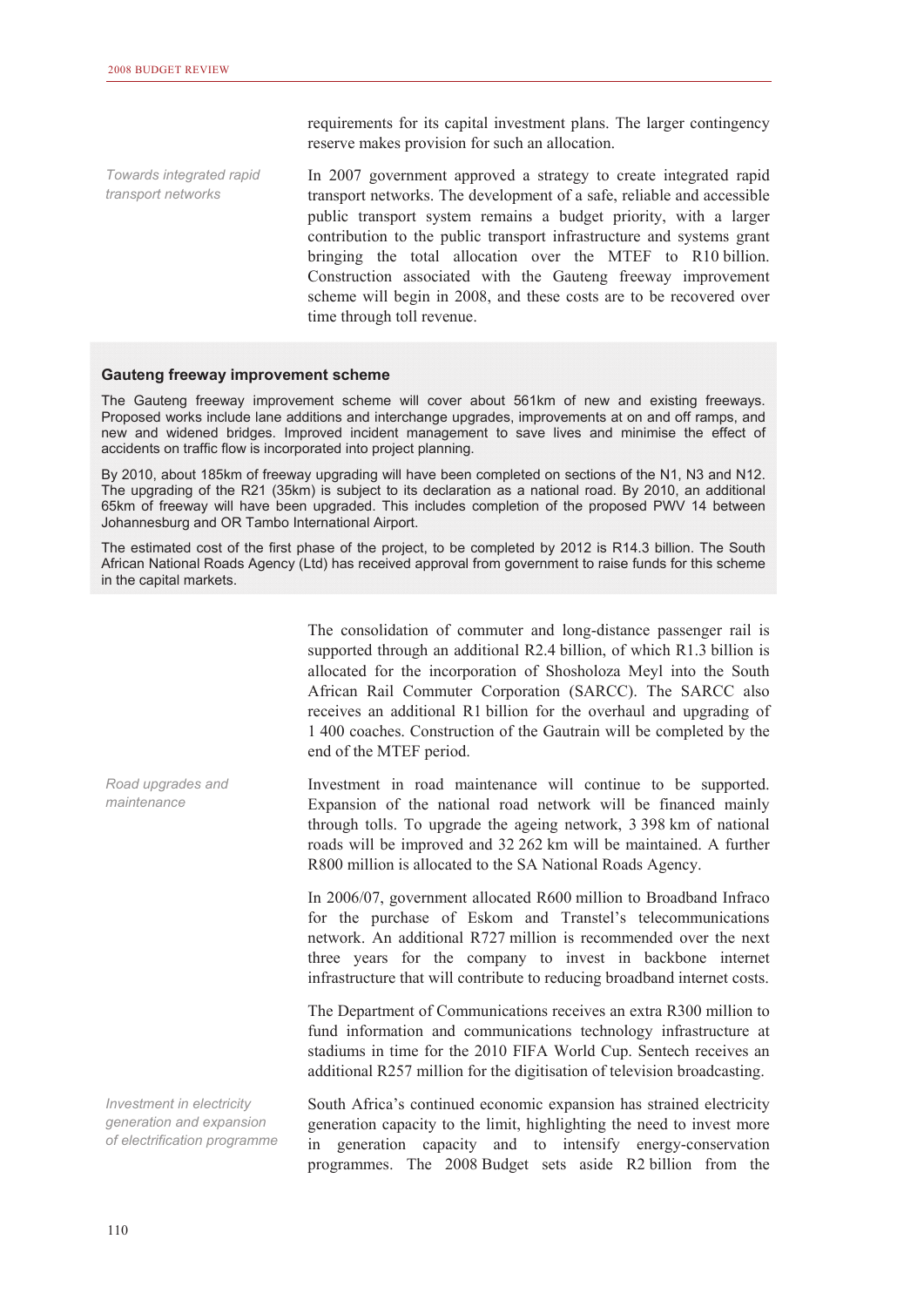requirements for its capital investment plans. The larger contingency reserve makes provision for such an allocation.

*Towards integrated rapid transport networks*

In 2007 government approved a strategy to create integrated rapid transport networks. The development of a safe, reliable and accessible public transport system remains a budget priority, with a larger contribution to the public transport infrastructure and systems grant bringing the total allocation over the MTEF to R10 billion. Construction associated with the Gauteng freeway improvement scheme will begin in 2008, and these costs are to be recovered over time through toll revenue.

**Gauteng freeway improvement scheme**

The Gauteng freeway improvement scheme will cover about 561km of new and existing freeways. Proposed works include lane additions and interchange upgrades, improvements at on and off ramps, and new and widened bridges. Improved incident management to save lives and minimise the effect of accidents on traffic flow is incorporated into project planning.

By 2010, about 185km of freeway upgrading will have been completed on sections of the N1, N3 and N12. The upgrading of the R21 (35km) is subject to its declaration as a national road. By 2010, an additional 65km of freeway will have been upgraded. This includes completion of the proposed PWV 14 between Johannesburg and OR Tambo International Airport.

The estimated cost of the first phase of the project, to be completed by 2012 is R14.3 billion. The South African National Roads Agency (Ltd) has received approval from government to raise funds for this scheme in the capital markets.

The consolidation of commuter and long-distance passenger rail is supported through an additional R2.4 billion, of which R1.3 billion is allocated for the incorporation of Shosholoza Meyl into the South African Rail Commuter Corporation (SARCC). The SARCC also receives an additional R1 billion for the overhaul and upgrading of 1 400 coaches. Construction of the Gautrain will be completed by the end of the MTEF period.

*Road upgrades and maintenance*

Investment in road maintenance will continue to be supported. Expansion of the national road network will be financed mainly through tolls. To upgrade the ageing network, 3 398 km of national roads will be improved and 32 262 km will be maintained. A further R800 million is allocated to the SA National Roads Agency.

In 2006/07, government allocated R600 million to Broadband Infraco for the purchase of Eskom and Transtel's telecommunications network. An additional R727 million is recommended over the next three years for the company to invest in backbone internet infrastructure that will contribute to reducing broadband internet costs.

The Department of Communications receives an extra R300 million to fund information and communications technology infrastructure at stadiums in time for the 2010 FIFA World Cup. Sentech receives an additional R257 million for the digitisation of television broadcasting.

*Investment in electricity generation and expansion of electrification programme*

South Africa's continued economic expansion has strained electricity generation capacity to the limit, highlighting the need to invest more in generation capacity and to intensify energy-conservation programmes. The 2008 Budget sets aside R2 billion from the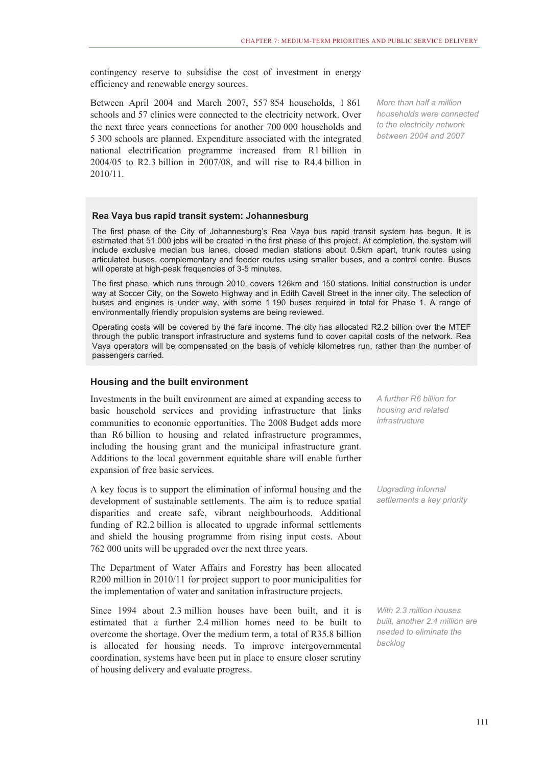contingency reserve to subsidise the cost of investment in energy efficiency and renewable energy sources.

Between April 2004 and March 2007, 557 854 households, 1 861 schools and 57 clinics were connected to the electricity network. Over the next three years connections for another 700 000 households and 5 300 schools are planned. Expenditure associated with the integrated national electrification programme increased from R1 billion in 2004/05 to R2.3 billion in 2007/08, and will rise to R4.4 billion in 2010/11.

*More than half a million households were connected to the electricity network between 2004 and 2007*

### Rea Vaya bus rapid transit system: Johannesburg

The first phase of the City of Johannesburg's Rea Vaya bus rapid transit system has begun. It is estimated that 51 000 jobs will be created in the first phase of this project. At completion, the system will include exclusive median bus lanes, closed median stations about 0.5km apart, trunk routes using articulated buses, complementary and feeder routes using smaller buses, and a control centre. Buses will operate at high-peak frequencies of 3-5 minutes.

The first phase, which runs through 2010, covers 126km and 150 stations. Initial construction is under way at Soccer City, on the Soweto Highway and in Edith Cavell Street in the inner city. The selection of buses and engines is under way, with some 1 190 buses required in total for Phase 1. A range of environmentally friendly propulsion systems are being reviewed.

Operating costs will be covered by the fare income. The city has allocated R2.2 billion over the MTEF through the public transport infrastructure and systems fund to cover capital costs of the network. Rea Vaya operators will be compensated on the basis of vehicle kilometres run, rather than the number of passengers carried.

## Housing and the built environment

Investments in the built environment are aimed at expanding access to basic household services and providing infrastructure that links communities to economic opportunities. The 2008 Budget adds more than R6 billion to housing and related infrastructure programmes, including the housing grant and the municipal infrastructure grant. Additions to the local government equitable share will enable further expansion of free basic services.

*A further R6 billion for housing and related infrastructure*

A key focus is to support the elimination of informal housing and the development of sustainable settlements. The aim is to reduce spatial disparities and create safe, vibrant neighbourhoods. Additional funding of R2.2 billion is allocated to upgrade informal settlements and shield the housing programme from rising input costs. About 762 000 units will be upgraded over the next three years.

*Upgrading informal settlements a key priority*

The Department of Water Affairs and Forestry has been allocated R200 million in 2010/11 for project support to poor municipalities for the implementation of water and sanitation infrastructure projects.

Since 1994 about 2.3 million houses have been built, and it is estimated that a further 2.4 million homes need to be built to overcome the shortage. Over the medium term, a total of R35.8 billion is allocated for housing needs. To improve intergovernmental coordination, systems have been put in place to ensure closer scrutiny of housing delivery and evaluate progress.

*With 2.3 million houses built, another 2.4 million are needed to eliminate the backlog*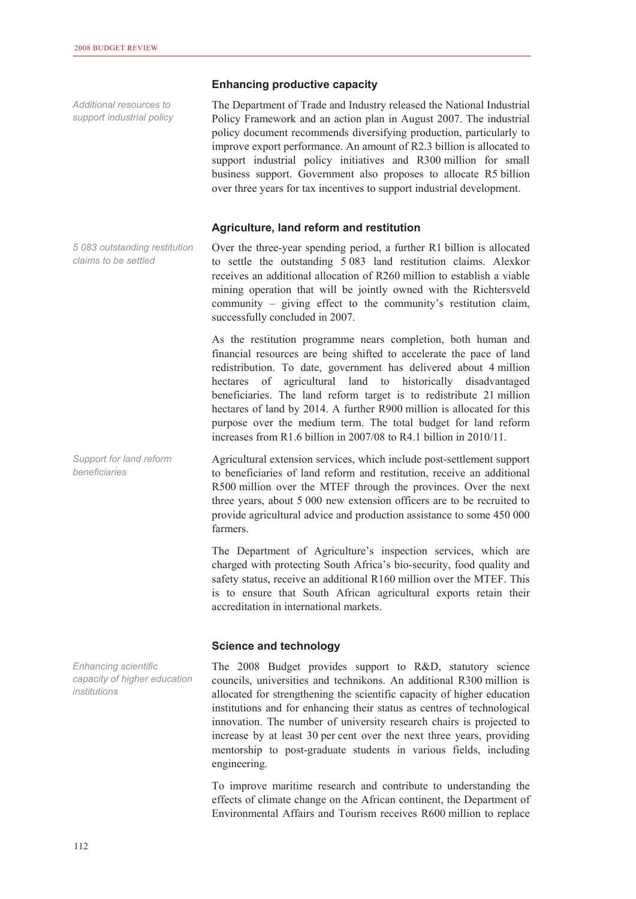### Enhancing productive capacity

*Additional resources to support industrial policy*

The Department of Trade and Industry released the National Industrial Policy Framework and an action plan in August 2007. The industrial policy document recommends diversifying production, particularly to improve export performance. An amount of R2.3 billion is allocated to support industrial policy initiatives and R300 million for small business support. Government also proposes to allocate R5 billion over three years for tax incentives to support industrial development.

### Agriculture, land reform and restitution

*5 083 outstanding restitution claims to be settled*

Over the three-year spending period, a further R1 billion is allocated to settle the outstanding 5 083 land restitution claims. Alexkor receives an additional allocation of R260 million to establish a viable mining operation that will be jointly owned with the Richtersveld community – giving effect to the community's restitution claim, successfully concluded in 2007.

As the restitution programme nears completion, both human and financial resources are being shifted to accelerate the pace of land redistribution. To date, government has delivered about 4 million hectares of agricultural land to historically disadvantaged beneficiaries. The land reform target is to redistribute 21 million hectares of land by 2014. A further R900 million is allocated for this purpose over the medium term. The total budget for land reform increases from R1.6 billion in 2007/08 to R4.1 billion in 2010/11.

*Support for land reform beneficiaries*

Agricultural extension services, which include post-settlement support to beneficiaries of land reform and restitution, receive an additional R500 million over the MTEF through the provinces. Over the next three years, about 5 000 new extension officers are to be recruited to provide agricultural advice and production assistance to some 450 000 farmers.

The Department of Agriculture's inspection services, which are charged with protecting South Africa's bio-security, food quality and safety status, receive an additional R160 million over the MTEF. This is to ensure that South African agricultural exports retain their accreditation in international markets.

### Science and technology

*Enhancing scientific capacity of higher education institutions*

The 2008 Budget provides support to R&D, statutory science councils, universities and technikons. An additional R300 million is allocated for strengthening the scientific capacity of higher education institutions and for enhancing their status as centres of technological innovation. The number of university research chairs is projected to increase by at least 30 per cent over the next three years, providing mentorship to post-graduate students in various fields, including engineering.

To improve maritime research and contribute to understanding the effects of climate change on the African continent, the Department of Environmental Affairs and Tourism receives R600 million to replace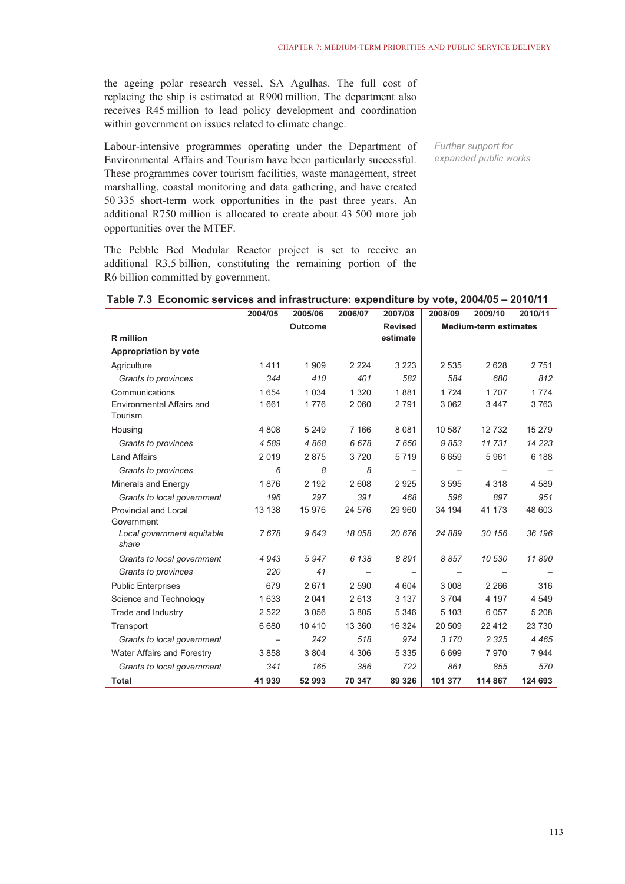the ageing polar research vessel, SA Agulhas. The full cost of replacing the ship is estimated at R900 million. The department also receives R45 million to lead policy development and coordination within government on issues related to climate change.

*Further support for expanded public works*

Labour-intensive programmes operating under the Department of Environmental Affairs and Tourism have been particularly successful. These programmes cover tourism facilities, waste management, street marshalling, coastal monitoring and data gathering, and have created 50 335 short-term work opportunities in the past three years. An additional R750 million is allocated to create about 43 500 more job opportunities over the MTEF.

The Pebble Bed Modular Reactor project is set to receive an additional R3.5 billion, constituting the remaining portion of the R6 billion committed by government.

**Table 7.3 Economic services and infrastructure: expenditure by vote, 2004/05 – 2010/11**

| R million | 2004/05 | 2005/06 | 2006/07 | 2007/08 | 2008/09 | 2009/10 | 2010/11 |
|---|---|---|---|---|---|---|---|
| | | Outcome | | Revised estimate | Medium-term estimates | | |
| **Appropriation by vote** | | | | | | | |
| Agriculture | 1 411 | 1 909 | 2 224 | 3 223 | 2 535 | 2 628 | 2 751 |
| *Grants to provinces* | *344* | *410* | *401* | *582* | *584* | *680* | *812* |
| Communications | 1 654 | 1 034 | 1 320 | 1 881 | 1 724 | 1 707 | 1 774 |
| Environmental Affairs and Tourism | 1 661 | 1 776 | 2 060 | 2 791 | 3 062 | 3 447 | 3 763 |
| Housing | 4 808 | 5 249 | 7 166 | 8 081 | 10 587 | 12 732 | 15 279 |
| *Grants to provinces* | *4 589* | *4 868* | *6 678* | *7 650* | *9 853* | *11 731* | *14 223* |
| Land Affairs | 2 019 | 2 875 | 3 720 | 5 719 | 6 659 | 5 961 | 6 188 |
| *Grants to provinces* | *6* | *8* | *8* | – | – | – | – |
| Minerals and Energy | 1 876 | 2 192 | 2 608 | 2 925 | 3 595 | 4 318 | 4 589 |
| *Grants to local government* | *196* | *297* | *391* | *468* | *596* | *897* | *951* |
| Provincial and Local Government | 13 138 | 15 976 | 24 576 | 29 960 | 34 194 | 41 173 | 48 603 |
| *Local government equitable share* | *7 678* | *9 643* | *18 058* | *20 676* | *24 889* | *30 156* | *36 196* |
| *Grants to local government* | *4 943* | *5 947* | *6 138* | *8 891* | *8 857* | *10 530* | *11 890* |
| *Grants to provinces* | *220* | *41* | – | – | – | – | – |
| Public Enterprises | 679 | 2 671 | 2 590 | 4 604 | 3 008 | 2 266 | 316 |
| Science and Technology | 1 633 | 2 041 | 2 613 | 3 137 | 3 704 | 4 197 | 4 549 |
| Trade and Industry | 2 522 | 3 056 | 3 805 | 5 346 | 5 103 | 6 057 | 5 208 |
| Transport | 6 680 | 10 410 | 13 360 | 16 324 | 20 509 | 22 412 | 23 730 |
| *Grants to local government* | – | *242* | *518* | *974* | *3 170* | *2 325* | *4 465* |
| Water Affairs and Forestry | 3 858 | 3 804 | 4 306 | 5 335 | 6 699 | 7 970 | 7 944 |
| *Grants to local government* | *341* | *165* | *386* | *722* | *861* | *855* | *570* |
| **Total** | **41 939** | **52 993** | **70 347** | **89 326** | **101 377** | **114 867** | **124 693** |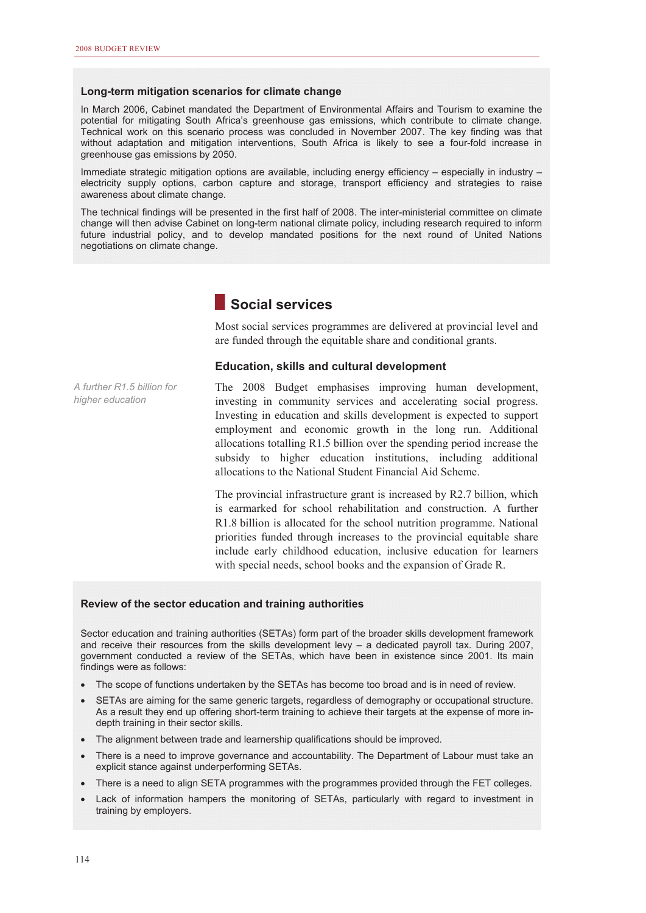### Long-term mitigation scenarios for climate change

In March 2006, Cabinet mandated the Department of Environmental Affairs and Tourism to examine the potential for mitigating South Africa's greenhouse gas emissions, which contribute to climate change. Technical work on this scenario process was concluded in November 2007. The key finding was that without adaptation and mitigation interventions, South Africa is likely to see a four-fold increase in greenhouse gas emissions by 2050.

Immediate strategic mitigation options are available, including energy efficiency – especially in industry – electricity supply options, carbon capture and storage, transport efficiency and strategies to raise awareness about climate change.

The technical findings will be presented in the first half of 2008. The inter-ministerial committee on climate change will then advise Cabinet on long-term national climate policy, including research required to inform future industrial policy, and to develop mandated positions for the next round of United Nations negotiations on climate change.

## Social services

Most social services programmes are delivered at provincial level and are funded through the equitable share and conditional grants.

### Education, skills and cultural development

*A further R1.5 billion for higher education*

The 2008 Budget emphasises improving human development, investing in community services and accelerating social progress. Investing in education and skills development is expected to support employment and economic growth in the long run. Additional allocations totalling R1.5 billion over the spending period increase the subsidy to higher education institutions, including additional allocations to the National Student Financial Aid Scheme.

The provincial infrastructure grant is increased by R2.7 billion, which is earmarked for school rehabilitation and construction. A further R1.8 billion is allocated for the school nutrition programme. National priorities funded through increases to the provincial equitable share include early childhood education, inclusive education for learners with special needs, school books and the expansion of Grade R.

### Review of the sector education and training authorities

Sector education and training authorities (SETAs) form part of the broader skills development framework and receive their resources from the skills development levy – a dedicated payroll tax. During 2007, government conducted a review of the SETAs, which have been in existence since 2001. Its main findings were as follows:

- The scope of functions undertaken by the SETAs has become too broad and is in need of review.
- SETAs are aiming for the same generic targets, regardless of demography or occupational structure. As a result they end up offering short-term training to achieve their targets at the expense of more in-depth training in their sector skills.
- The alignment between trade and learnership qualifications should be improved.
- There is a need to improve governance and accountability. The Department of Labour must take an explicit stance against underperforming SETAs.
- There is a need to align SETA programmes with the programmes provided through the FET colleges.
- Lack of information hampers the monitoring of SETAs, particularly with regard to investment in training by employers.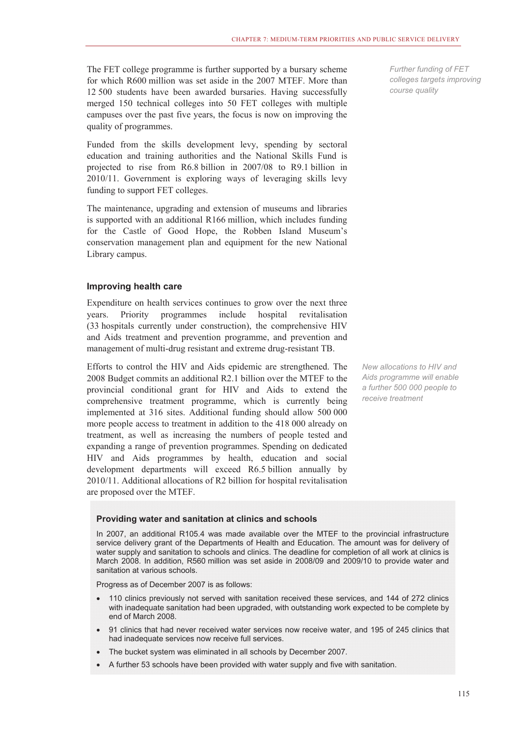The FET college programme is further supported by a bursary scheme for which R600 million was set aside in the 2007 MTEF. More than 12 500 students have been awarded bursaries. Having successfully merged 150 technical colleges into 50 FET colleges with multiple campuses over the past five years, the focus is now on improving the quality of programmes.

*Further funding of FET colleges targets improving course quality*

Funded from the skills development levy, spending by sectoral education and training authorities and the National Skills Fund is projected to rise from R6.8 billion in 2007/08 to R9.1 billion in 2010/11. Government is exploring ways of leveraging skills levy funding to support FET colleges.

The maintenance, upgrading and extension of museums and libraries is supported with an additional R166 million, which includes funding for the Castle of Good Hope, the Robben Island Museum's conservation management plan and equipment for the new National Library campus.

### Improving health care

Expenditure on health services continues to grow over the next three years. Priority programmes include hospital revitalisation (33 hospitals currently under construction), the comprehensive HIV and Aids treatment and prevention programme, and prevention and management of multi-drug resistant and extreme drug-resistant TB.

Efforts to control the HIV and Aids epidemic are strengthened. The 2008 Budget commits an additional R2.1 billion over the MTEF to the provincial conditional grant for HIV and Aids to extend the comprehensive treatment programme, which is currently being implemented at 316 sites. Additional funding should allow 500 000 more people access to treatment in addition to the 418 000 already on treatment, as well as increasing the numbers of people tested and expanding a range of prevention programmes. Spending on dedicated HIV and Aids programmes by health, education and social development departments will exceed R6.5 billion annually by 2010/11. Additional allocations of R2 billion for hospital revitalisation are proposed over the MTEF.

*New allocations to HIV and Aids programme will enable a further 500 000 people to receive treatment*

#### Providing water and sanitation at clinics and schools

In 2007, an additional R105.4 was made available over the MTEF to the provincial infrastructure service delivery grant of the Departments of Health and Education. The amount was for delivery of water supply and sanitation to schools and clinics. The deadline for completion of all work at clinics is March 2008. In addition, R560 million was set aside in 2008/09 and 2009/10 to provide water and sanitation at various schools.

Progress as of December 2007 is as follows:

- 110 clinics previously not served with sanitation received these services, and 144 of 272 clinics with inadequate sanitation had been upgraded, with outstanding work expected to be complete by end of March 2008.
- 91 clinics that had never received water services now receive water, and 195 of 245 clinics that had inadequate services now receive full services.
- The bucket system was eliminated in all schools by December 2007.
- A further 53 schools have been provided with water supply and five with sanitation.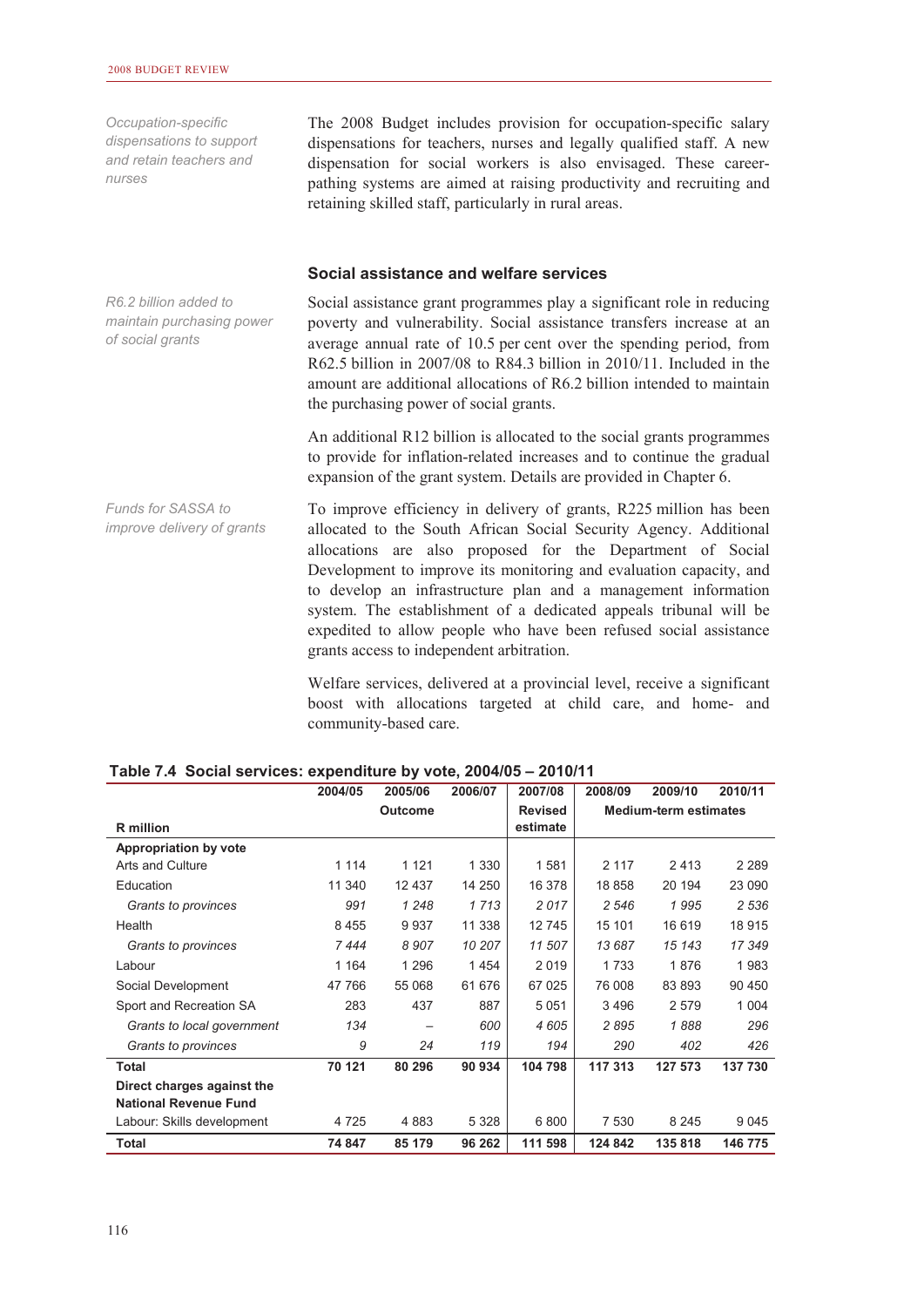*Occupation-specific dispensations to support and retain teachers and nurses*

The 2008 Budget includes provision for occupation-specific salary dispensations for teachers, nurses and legally qualified staff. A new dispensation for social workers is also envisaged. These career-pathing systems are aimed at raising productivity and recruiting and retaining skilled staff, particularly in rural areas.

### Social assistance and welfare services

*R6.2 billion added to maintain purchasing power of social grants*

Social assistance grant programmes play a significant role in reducing poverty and vulnerability. Social assistance transfers increase at an average annual rate of 10.5 per cent over the spending period, from R62.5 billion in 2007/08 to R84.3 billion in 2010/11. Included in the amount are additional allocations of R6.2 billion intended to maintain the purchasing power of social grants.

An additional R12 billion is allocated to the social grants programmes to provide for inflation-related increases and to continue the gradual expansion of the grant system. Details are provided in Chapter 6.

*Funds for SASSA to improve delivery of grants*

To improve efficiency in delivery of grants, R225 million has been allocated to the South African Social Security Agency. Additional allocations are also proposed for the Department of Social Development to improve its monitoring and evaluation capacity, and to develop an infrastructure plan and a management information system. The establishment of a dedicated appeals tribunal will be expedited to allow people who have been refused social assistance grants access to independent arbitration.

Welfare services, delivered at a provincial level, receive a significant boost with allocations targeted at child care, and home- and community-based care.

**Table 7.4 Social services: expenditure by vote, 2004/05 – 2010/11**

| | 2004/05 | 2005/06 | 2006/07 | 2007/08 | 2008/09 | 2009/10 | 2010/11 |
|---|---|---|---|---|---|---|---|
| | | Outcome | | Revised | Medium-term estimates | | |
| **R million** | | | | estimate | | | |
| **Appropriation by vote** | | | | | | | |
| Arts and Culture | 1 114 | 1 121 | 1 330 | 1 581 | 2 117 | 2 413 | 2 289 |
| Education | 11 340 | 12 437 | 14 250 | 16 378 | 18 858 | 20 194 | 23 090 |
| *Grants to provinces* | *991* | *1 248* | *1 713* | *2 017* | *2 546* | *1 995* | *2 536* |
| Health | 8 455 | 9 937 | 11 338 | 12 745 | 15 101 | 16 619 | 18 915 |
| *Grants to provinces* | *7 444* | *8 907* | *10 207* | *11 507* | *13 687* | *15 143* | *17 349* |
| Labour | 1 164 | 1 296 | 1 454 | 2 019 | 1 733 | 1 876 | 1 983 |
| Social Development | 47 766 | 55 068 | 61 676 | 67 025 | 76 008 | 83 893 | 90 450 |
| Sport and Recreation SA | 283 | 437 | 887 | 5 051 | 3 496 | 2 579 | 1 004 |
| *Grants to local government* | *134* | *–* | *600* | *4 605* | *2 895* | *1 888* | *296* |
| *Grants to provinces* | *9* | *24* | *119* | *194* | *290* | *402* | *426* |
| **Total** | **70 121** | **80 296** | **90 934** | **104 798** | **117 313** | **127 573** | **137 730** |
| **Direct charges against the National Revenue Fund** | | | | | | | |
| Labour: Skills development | 4 725 | 4 883 | 5 328 | 6 800 | 7 530 | 8 245 | 9 045 |
| **Total** | **74 847** | **85 179** | **96 262** | **111 598** | **124 842** | **135 818** | **146 775** |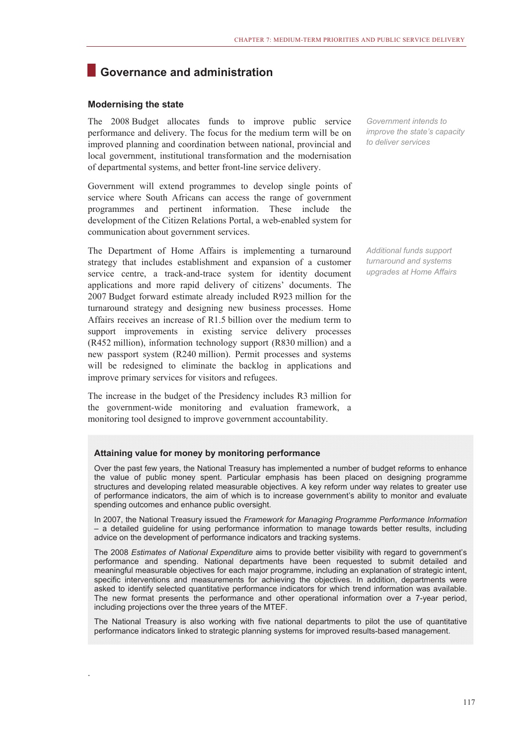## Governance and administration

### Modernising the state

The 2008 Budget allocates funds to improve public service performance and delivery. The focus for the medium term will be on improved planning and coordination between national, provincial and local government, institutional transformation and the modernisation of departmental systems, and better front-line service delivery.

*Government intends to improve the state's capacity to deliver services*

Government will extend programmes to develop single points of service where South Africans can access the range of government programmes and pertinent information. These include the development of the Citizen Relations Portal, a web-enabled system for communication about government services.

The Department of Home Affairs is implementing a turnaround strategy that includes establishment and expansion of a customer service centre, a track-and-trace system for identity document applications and more rapid delivery of citizens' documents. The 2007 Budget forward estimate already included R923 million for the turnaround strategy and designing new business processes. Home Affairs receives an increase of R1.5 billion over the medium term to support improvements in existing service delivery processes (R452 million), information technology support (R830 million) and a new passport system (R240 million). Permit processes and systems will be redesigned to eliminate the backlog in applications and improve primary services for visitors and refugees.

*Additional funds support turnaround and systems upgrades at Home Affairs*

The increase in the budget of the Presidency includes R3 million for the government-wide monitoring and evaluation framework, a monitoring tool designed to improve government accountability.

#### Attaining value for money by monitoring performance

Over the past few years, the National Treasury has implemented a number of budget reforms to enhance the value of public money spent. Particular emphasis has been placed on designing programme structures and developing related measurable objectives. A key reform under way relates to greater use of performance indicators, the aim of which is to increase government's ability to monitor and evaluate spending outcomes and enhance public oversight.

In 2007, the National Treasury issued the *Framework for Managing Programme Performance Information* – a detailed guideline for using performance information to manage towards better results, including advice on the development of performance indicators and tracking systems.

The 2008 *Estimates of National Expenditure* aims to provide better visibility with regard to government's performance and spending. National departments have been requested to submit detailed and meaningful measurable objectives for each major programme, including an explanation of strategic intent, specific interventions and measurements for achieving the objectives. In addition, departments were asked to identify selected quantitative performance indicators for which trend information was available. The new format presents the performance and other operational information over a 7-year period, including projections over the three years of the MTEF.

The National Treasury is also working with five national departments to pilot the use of quantitative performance indicators linked to strategic planning systems for improved results-based management.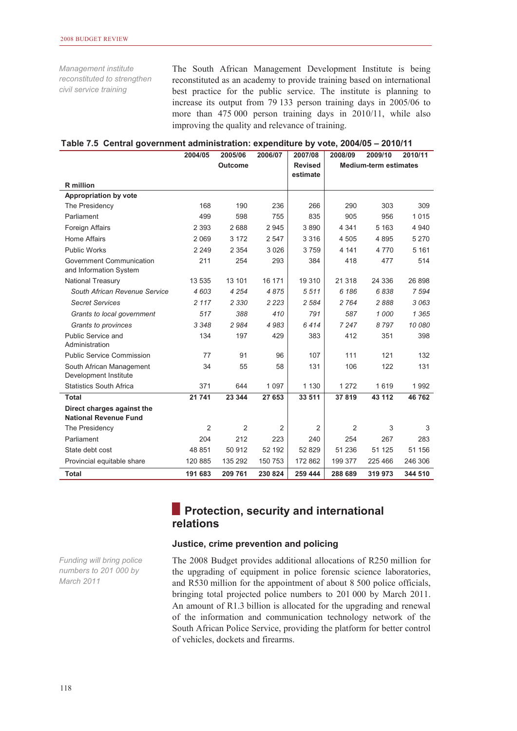*Management institute reconstituted to strengthen civil service training*

The South African Management Development Institute is being reconstituted as an academy to provide training based on international best practice for the public service. The institute is planning to increase its output from 79 133 person training days in 2005/06 to more than 475 000 person training days in 2010/11, while also improving the quality and relevance of training.

**Table 7.5 Central government administration: expenditure by vote, 2004/05 – 2010/11**

| | 2004/05 | 2005/06 | 2006/07 | 2007/08 | 2008/09 | 2009/10 | 2010/11 |
|---|---|---|---|---|---|---|---|
| | | Outcome | | Revised estimate | Medium-term estimates | | |
| **R million** | | | | | | | |
| **Appropriation by vote** | | | | | | | |
| The Presidency | 168 | 190 | 236 | 266 | 290 | 303 | 309 |
| Parliament | 499 | 598 | 755 | 835 | 905 | 956 | 1 015 |
| Foreign Affairs | 2 393 | 2 688 | 2 945 | 3 890 | 4 341 | 5 163 | 4 940 |
| Home Affairs | 2 069 | 3 172 | 2 547 | 3 316 | 4 505 | 4 895 | 5 270 |
| Public Works | 2 249 | 2 354 | 3 026 | 3 759 | 4 141 | 4 770 | 5 161 |
| Government Communication and Information System | 211 | 254 | 293 | 384 | 418 | 477 | 514 |
| National Treasury | 13 535 | 13 101 | 16 171 | 19 310 | 21 318 | 24 336 | 26 898 |
| *South African Revenue Service* | *4 603* | *4 254* | *4 875* | *5 511* | *6 186* | *6 838* | *7 594* |
| *Secret Services* | *2 117* | *2 330* | *2 223* | *2 584* | *2 764* | *2 888* | *3 063* |
| *Grants to local government* | *517* | *388* | *410* | *791* | *587* | *1 000* | *1 365* |
| *Grants to provinces* | *3 348* | *2 984* | *4 983* | *6 414* | *7 247* | *8 797* | *10 080* |
| Public Service and Administration | 134 | 197 | 429 | 383 | 412 | 351 | 398 |
| Public Service Commission | 77 | 91 | 96 | 107 | 111 | 121 | 132 |
| South African Management Development Institute | 34 | 55 | 58 | 131 | 106 | 122 | 131 |
| Statistics South Africa | 371 | 644 | 1 097 | 1 130 | 1 272 | 1 619 | 1 992 |
| **Total** | **21 741** | **23 344** | **27 653** | **33 511** | **37 819** | **43 112** | **46 762** |
| **Direct charges against the National Revenue Fund** | | | | | | | |
| The Presidency | 2 | 2 | 2 | 2 | 2 | 3 | 3 |
| Parliament | 204 | 212 | 223 | 240 | 254 | 267 | 283 |
| State debt cost | 48 851 | 50 912 | 52 192 | 52 829 | 51 236 | 51 125 | 51 156 |
| Provincial equitable share | 120 885 | 135 292 | 150 753 | 172 862 | 199 377 | 225 466 | 246 306 |
| **Total** | **191 683** | **209 761** | **230 824** | **259 444** | **288 689** | **319 973** | **344 510** |

## Protection, security and international relations

### Justice, crime prevention and policing

*Funding will bring police numbers to 201 000 by March 2011*

The 2008 Budget provides additional allocations of R250 million for the upgrading of equipment in police forensic science laboratories, and R530 million for the appointment of about 8 500 police officials, bringing total projected police numbers to 201 000 by March 2011. An amount of R1.3 billion is allocated for the upgrading and renewal of the information and communication technology network of the South African Police Service, providing the platform for better control of vehicles, dockets and firearms.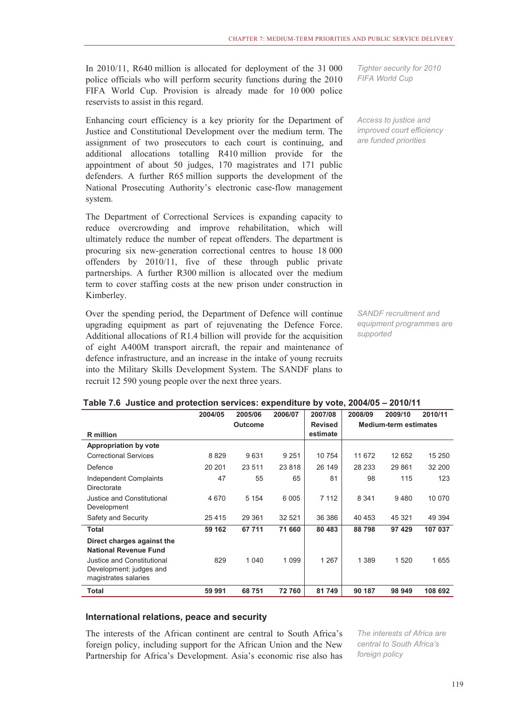In 2010/11, R640 million is allocated for deployment of the 31 000 police officials who will perform security functions during the 2010 FIFA World Cup. Provision is already made for 10 000 police reservists to assist in this regard.

*Tighter security for 2010 FIFA World Cup*

Enhancing court efficiency is a key priority for the Department of Justice and Constitutional Development over the medium term. The assignment of two prosecutors to each court is continuing, and additional allocations totalling R410 million provide for the appointment of about 50 judges, 170 magistrates and 171 public defenders. A further R65 million supports the development of the National Prosecuting Authority's electronic case-flow management system.

*Access to justice and improved court efficiency are funded priorities*

The Department of Correctional Services is expanding capacity to reduce overcrowding and improve rehabilitation, which will ultimately reduce the number of repeat offenders. The department is procuring six new-generation correctional centres to house 18 000 offenders by 2010/11, five of these through public private partnerships. A further R300 million is allocated over the medium term to cover staffing costs at the new prison under construction in Kimberley.

Over the spending period, the Department of Defence will continue upgrading equipment as part of rejuvenating the Defence Force. Additional allocations of R1.4 billion will provide for the acquisition of eight A400M transport aircraft, the repair and maintenance of defence infrastructure, and an increase in the intake of young recruits into the Military Skills Development System. The SANDF plans to recruit 12 590 young people over the next three years.

*SANDF recruitment and equipment programmes are supported*

**Table 7.6 Justice and protection services: expenditure by vote, 2004/05 – 2010/11**

| R million | 2004/05 | 2005/06 | 2006/07 | 2007/08 | 2008/09 | 2009/10 | 2010/11 |
|---|---|---|---|---|---|---|---|
| | | Outcome | | Revised estimate | Medium-term estimates | | |
| **Appropriation by vote** | | | | | | | |
| Correctional Services | 8 829 | 9 631 | 9 251 | 10 754 | 11 672 | 12 652 | 15 250 |
| Defence | 20 201 | 23 511 | 23 818 | 26 149 | 28 233 | 29 861 | 32 200 |
| Independent Complaints Directorate | 47 | 55 | 65 | 81 | 98 | 115 | 123 |
| Justice and Constitutional Development | 4 670 | 5 154 | 6 005 | 7 112 | 8 341 | 9 480 | 10 070 |
| Safety and Security | 25 415 | 29 361 | 32 521 | 36 386 | 40 453 | 45 321 | 49 394 |
| **Total** | **59 162** | **67 711** | **71 660** | **80 483** | **88 798** | **97 429** | **107 037** |
| **Direct charges against the National Revenue Fund** | | | | | | | |
| Justice and Constitutional Development: judges and magistrates salaries | 829 | 1 040 | 1 099 | 1 267 | 1 389 | 1 520 | 1 655 |
| **Total** | **59 991** | **68 751** | **72 760** | **81 749** | **90 187** | **98 949** | **108 692** |

### International relations, peace and security

The interests of the African continent are central to South Africa's foreign policy, including support for the African Union and the New Partnership for Africa's Development. Asia's economic rise also has

*The interests of Africa are central to South Africa's foreign policy*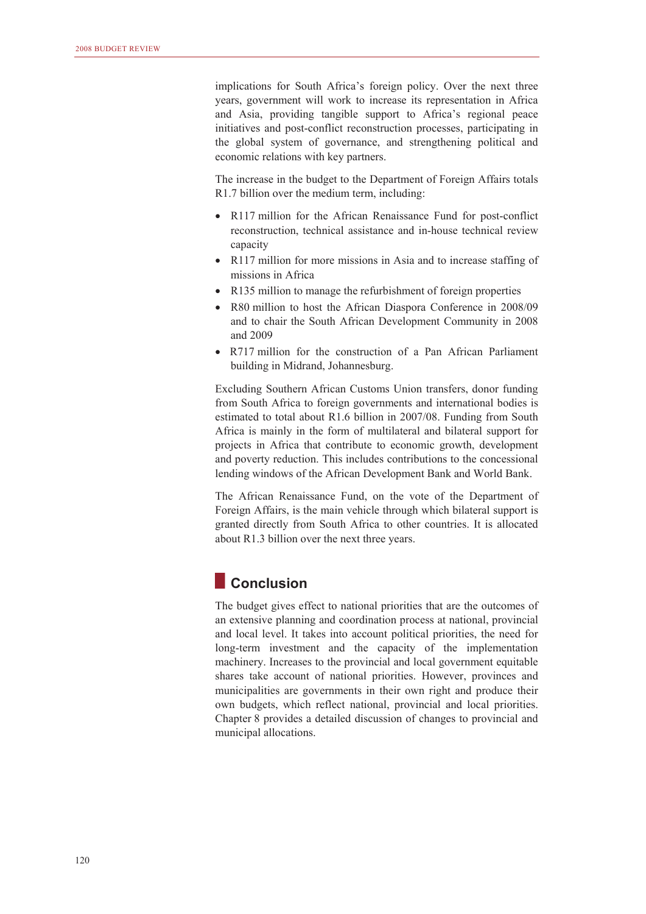implications for South Africa's foreign policy. Over the next three years, government will work to increase its representation in Africa and Asia, providing tangible support to Africa's regional peace initiatives and post-conflict reconstruction processes, participating in the global system of governance, and strengthening political and economic relations with key partners.

The increase in the budget to the Department of Foreign Affairs totals R1.7 billion over the medium term, including:

- R117 million for the African Renaissance Fund for post-conflict reconstruction, technical assistance and in-house technical review capacity
- R117 million for more missions in Asia and to increase staffing of missions in Africa
- R135 million to manage the refurbishment of foreign properties
- R80 million to host the African Diaspora Conference in 2008/09 and to chair the South African Development Community in 2008 and 2009
- R717 million for the construction of a Pan African Parliament building in Midrand, Johannesburg.

Excluding Southern African Customs Union transfers, donor funding from South Africa to foreign governments and international bodies is estimated to total about R1.6 billion in 2007/08. Funding from South Africa is mainly in the form of multilateral and bilateral support for projects in Africa that contribute to economic growth, development and poverty reduction. This includes contributions to the concessional lending windows of the African Development Bank and World Bank.

The African Renaissance Fund, on the vote of the Department of Foreign Affairs, is the main vehicle through which bilateral support is granted directly from South Africa to other countries. It is allocated about R1.3 billion over the next three years.

## Conclusion

The budget gives effect to national priorities that are the outcomes of an extensive planning and coordination process at national, provincial and local level. It takes into account political priorities, the need for long-term investment and the capacity of the implementation machinery. Increases to the provincial and local government equitable shares take account of national priorities. However, provinces and municipalities are governments in their own right and produce their own budgets, which reflect national, provincial and local priorities. Chapter 8 provides a detailed discussion of changes to provincial and municipal allocations.